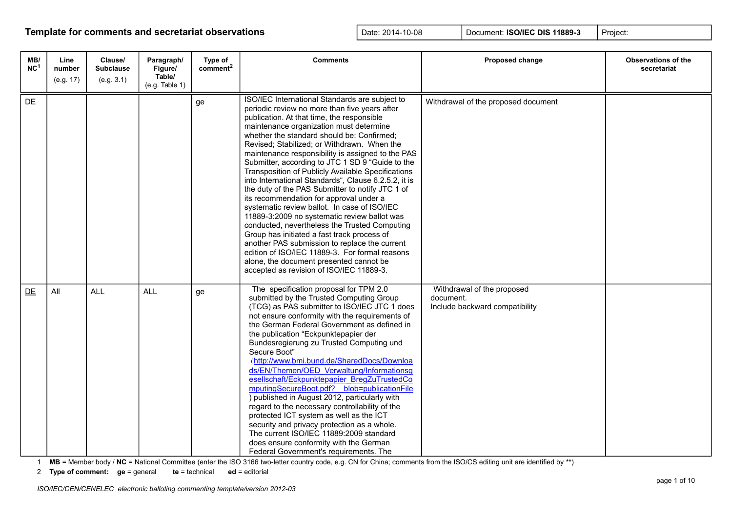**Template for comments and secretariat observations**

| Date: 2014-10-08 | Document: **ISO/IEC DIS 11889-3** | Project: |
|---|---|---|

| MB/ NC[1] | Line number (e.g. 17) | Clause/ Subclause (e.g. 3.1) | Paragraph/ Figure/ Table/ (e.g. Table 1) | Type of comment[2] | Comments | Proposed change | Observations of the secretariat |
|---|---|---|---|---|---|---|---|
| DE | | | | ge | ISO/IEC International Standards are subject to periodic review no more than five years after publication. At that time, the responsible maintenance organization must determine whether the standard should be: Confirmed; Revised; Stabilized; or Withdrawn. When the maintenance responsibility is assigned to the PAS Submitter, according to JTC 1 SD 9 "Guide to the Transposition of Publicly Available Specifications into International Standards", Clause 6.2.5.2, it is the duty of the PAS Submitter to notify JTC 1 of its recommendation for approval under a systematic review ballot. In case of ISO/IEC 11889-3:2009 no systematic review ballot was conducted, nevertheless the Trusted Computing Group has initiated a fast track process of another PAS submission to replace the current edition of ISO/IEC 11889-3. For formal reasons alone, the document presented cannot be accepted as revision of ISO/IEC 11889-3. | Withdrawal of the proposed document | |
| DE | All | ALL | ALL | ge | The specification proposal for TPM 2.0 submitted by the Trusted Computing Group (TCG) as PAS submitter to ISO/IEC JTC 1 does not ensure conformity with the requirements of the German Federal Government as defined in the publication "Eckpunktepapier der Bundesregierung zu Trusted Computing und Secure Boot" (http://www.bmi.bund.de/SharedDocs/Downloads/EN/Themen/OED_Verwaltung/Informationsgesellschaft/Eckpunktepapier_BregZuTrustedComputingSecureBoot.pdf?__blob=publicationFile) published in August 2012, particularly with regard to the necessary controllability of the protected ICT system as well as the ICT security and privacy protection as a whole. The current ISO/IEC 11889:2009 standard does ensure conformity with the German Federal Government's requirements. The | Withdrawal of the proposed document. Include backward compatibility | |

1 **MB** = Member body / **NC** = National Committee (enter the ISO 3166 two-letter country code, e.g. CN for China; comments from the ISO/CS editing unit are identified by **)

2 **Type of comment:** **ge** = general **te** = technical **ed** = editorial

*ISO/IEC/CEN/CENELEC electronic balloting commenting template/version 2012-03*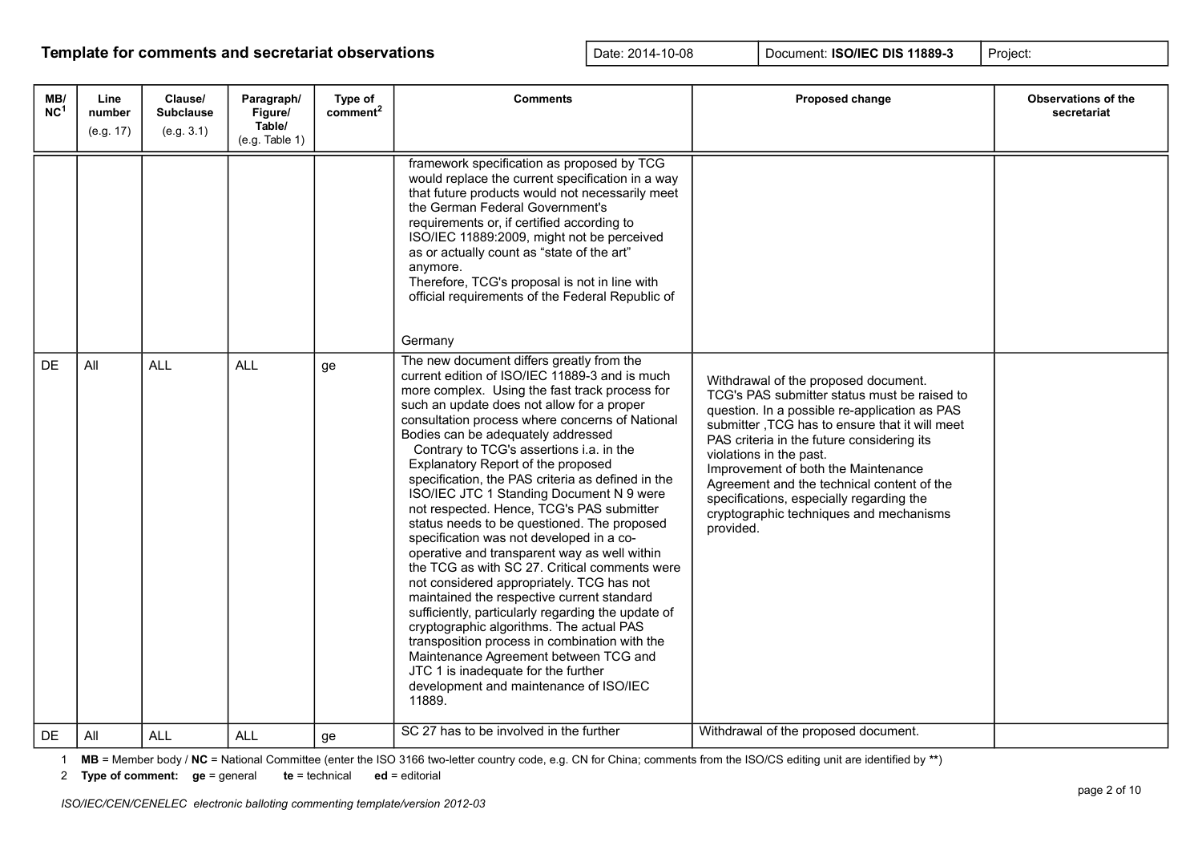## Template for comments and secretariat observations

| Date: 2014-10-08 | Document: **ISO/IEC DIS 11889-3** | Project: |
|---|---|---|

| MB/ NC[1] | Line number (e.g. 17) | Clause/ Subclause (e.g. 3.1) | Paragraph/ Figure/ Table/ (e.g. Table 1) | Type of comment[2] | Comments | Proposed change | Observations of the secretariat |
|---|---|---|---|---|---|---|---|
| | | | | | framework specification as proposed by TCG would replace the current specification in a way that future products would not necessarily meet the German Federal Government's requirements or, if certified according to ISO/IEC 11889:2009, might not be perceived as or actually count as "state of the art" anymore. Therefore, TCG's proposal is not in line with official requirements of the Federal Republic of Germany | | |
| DE | All | ALL | ALL | ge | The new document differs greatly from the current edition of ISO/IEC 11889-3 and is much more complex. Using the fast track process for such an update does not allow for a proper consultation process where concerns of National Bodies can be adequately addressed Contrary to TCG's assertions i.a. in the Explanatory Report of the proposed specification, the PAS criteria as defined in the ISO/IEC JTC 1 Standing Document N 9 were not respected. Hence, TCG's PAS submitter status needs to be questioned. The proposed specification was not developed in a co-operative and transparent way as well within the TCG as with SC 27. Critical comments were not considered appropriately. TCG has not maintained the respective current standard sufficiently, particularly regarding the update of cryptographic algorithms. The actual PAS transposition process in combination with the Maintenance Agreement between TCG and JTC 1 is inadequate for the further development and maintenance of ISO/IEC 11889. | Withdrawal of the proposed document. TCG's PAS submitter status must be raised to question. In a possible re-application as PAS submitter ,TCG has to ensure that it will meet PAS criteria in the future considering its violations in the past. Improvement of both the Maintenance Agreement and the technical content of the specifications, especially regarding the cryptographic techniques and mechanisms provided. | |
| DE | All | ALL | ALL | ge | SC 27 has to be involved in the further | Withdrawal of the proposed document. | |

1 **MB** = Member body / **NC** = National Committee (enter the ISO 3166 two-letter country code, e.g. CN for China; comments from the ISO/CS editing unit are identified by **)

2 **Type of comment: ge** = general **te** = technical **ed** = editorial

*ISO/IEC/CEN/CENELEC electronic balloting commenting template/version 2012-03*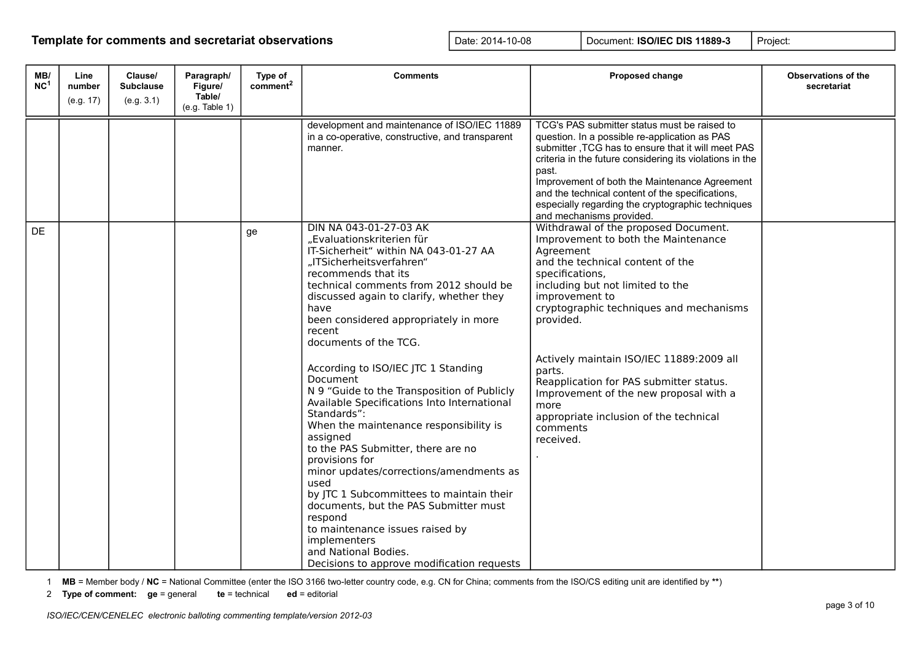## Template for comments and secretariat observations

| Date: 2014-10-08 | Document: **ISO/IEC DIS 11889-3** | Project: |
|---|---|---|

| MB/ NC[1] | Line number (e.g. 17) | Clause/ Subclause (e.g. 3.1) | Paragraph/ Figure/ Table/ (e.g. Table 1) | Type of comment[2] | Comments | Proposed change | Observations of the secretariat |
|---|---|---|---|---|---|---|---|
| | | | | | development and maintenance of ISO/IEC 11889 in a co-operative, constructive, and transparent manner. | TCG's PAS submitter status must be raised to question. In a possible re-application as PAS submitter ,TCG has to ensure that it will meet PAS criteria in the future considering its violations in the past.<br>Improvement of both the Maintenance Agreement and the technical content of the specifications, especially regarding the cryptographic techniques and mechanisms provided. | |
| DE | | | | ge | DIN NA 043-01-27-03 AK „Evaluationskriterien für IT-Sicherheit“ within NA 043-01-27 AA „ITSicherheitsverfahren“ recommends that its technical comments from 2012 should be discussed again to clarify, whether they have been considered appropriately in more recent documents of the TCG.<br><br>According to ISO/IEC JTC 1 Standing Document N 9 “Guide to the Transposition of Publicly Available Specifications Into International Standards”:<br>When the maintenance responsibility is assigned to the PAS Submitter, there are no provisions for minor updates/corrections/amendments as used by JTC 1 Subcommittees to maintain their documents, but the PAS Submitter must respond to maintenance issues raised by implementers and National Bodies.<br>Decisions to approve modification requests | Withdrawal of the proposed Document.<br>Improvement to both the Maintenance Agreement and the technical content of the specifications, including but not limited to the improvement to cryptographic techniques and mechanisms provided.<br><br>Actively maintain ISO/IEC 11889:2009 all parts.<br>Reapplication for PAS submitter status.<br>Improvement of the new proposal with a more appropriate inclusion of the technical comments received.<br>. | |

1 **MB** = Member body / **NC** = National Committee (enter the ISO 3166 two-letter country code, e.g. CN for China; comments from the ISO/CS editing unit are identified by **)

2 **Type of comment:** **ge** = general **te** = technical **ed** = editorial

*ISO/IEC/CEN/CENELEC electronic balloting commenting template/version 2012-03*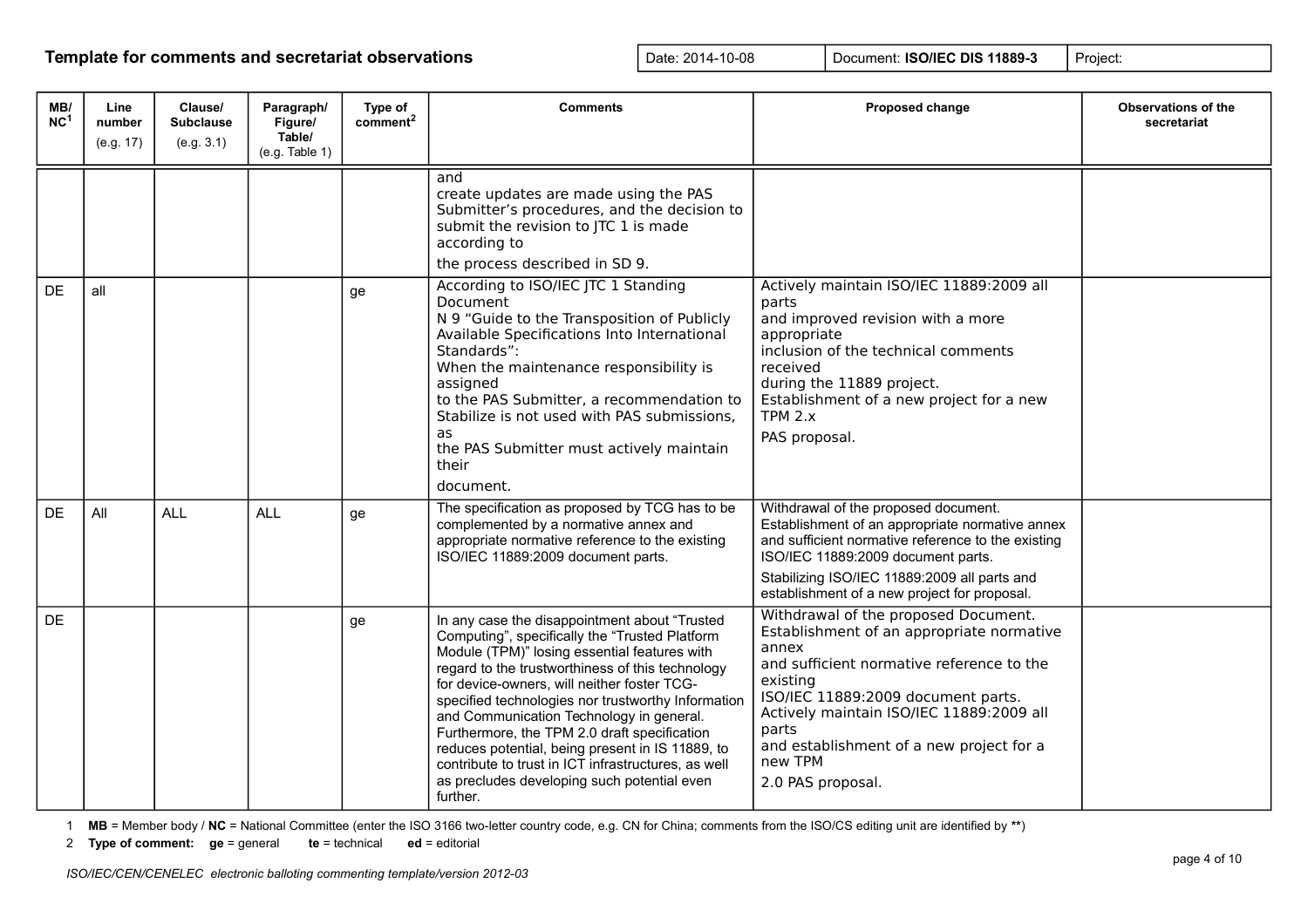## Template for comments and secretariat observations

| Date: 2014-10-08 | Document: **ISO/IEC DIS 11889-3** | Project: |
|---|---|---|

| MB/NC[1] | Line number (e.g. 17) | Clause/ Subclause (e.g. 3.1) | Paragraph/ Figure/ Table/ (e.g. Table 1) | Type of comment[2] | Comments | Proposed change | Observations of the secretariat |
|---|---|---|---|---|---|---|---|
| | | | | | and create updates are made using the PAS Submitter's procedures, and the decision to submit the revision to JTC 1 is made according to the process described in SD 9. | | |
| DE | all | | | ge | According to ISO/IEC JTC 1 Standing Document N 9 "Guide to the Transposition of Publicly Available Specifications Into International Standards": When the maintenance responsibility is assigned to the PAS Submitter, a recommendation to Stabilize is not used with PAS submissions, as the PAS Submitter must actively maintain their document. | Actively maintain ISO/IEC 11889:2009 all parts and improved revision with a more appropriate inclusion of the technical comments received during the 11889 project. Establishment of a new project for a new TPM 2.x PAS proposal. | |
| DE | All | ALL | ALL | ge | The specification as proposed by TCG has to be complemented by a normative annex and appropriate normative reference to the existing ISO/IEC 11889:2009 document parts. | Withdrawal of the proposed document. Establishment of an appropriate normative annex and sufficient normative reference to the existing ISO/IEC 11889:2009 document parts. Stabilizing ISO/IEC 11889:2009 all parts and establishment of a new project for proposal. | |
| DE | | | | ge | In any case the disappointment about "Trusted Computing", specifically the "Trusted Platform Module (TPM)" losing essential features with regard to the trustworthiness of this technology for device-owners, will neither foster TCG-specified technologies nor trustworthy Information and Communication Technology in general. Furthermore, the TPM 2.0 draft specification reduces potential, being present in IS 11889, to contribute to trust in ICT infrastructures, as well as precludes developing such potential even further. | Withdrawal of the proposed Document. Establishment of an appropriate normative annex and sufficient normative reference to the existing ISO/IEC 11889:2009 document parts. Actively maintain ISO/IEC 11889:2009 all parts and establishment of a new project for a new TPM 2.0 PAS proposal. | |

1 **MB** = Member body / **NC** = National Committee (enter the ISO 3166 two-letter country code, e.g. CN for China; comments from the ISO/CS editing unit are identified by **)

2 **Type of comment:** **ge** = general **te** = technical **ed** = editorial

*ISO/IEC/CEN/CENELEC electronic balloting commenting template/version 2012-03*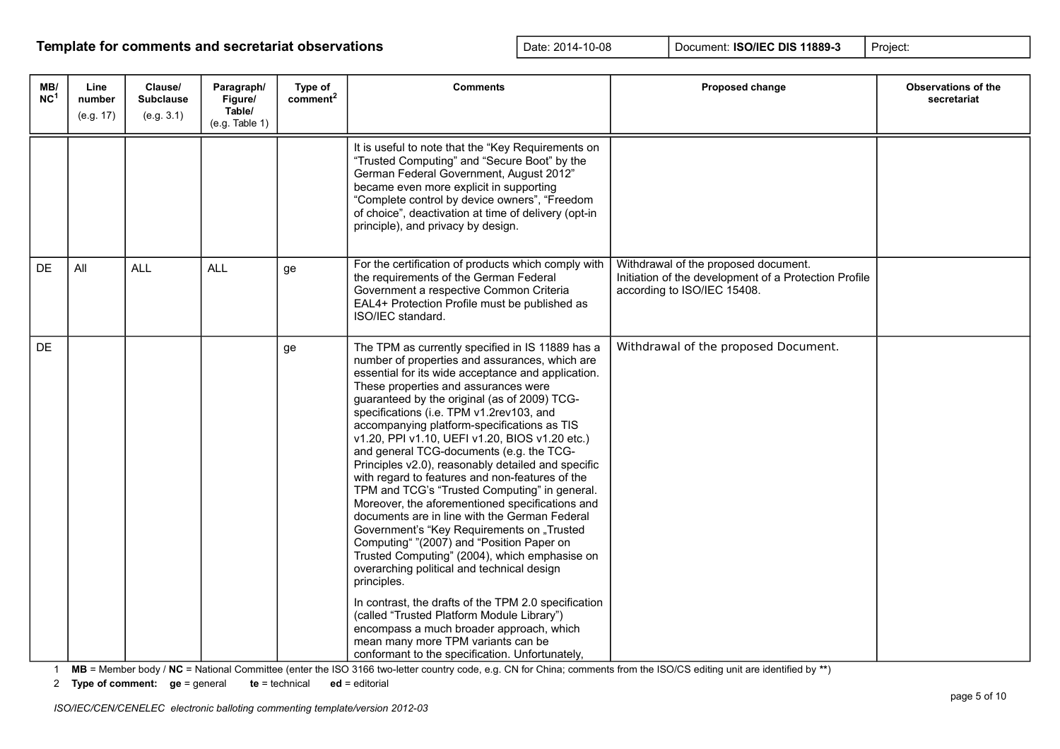**Template for comments and secretariat observations**

| Date: 2014-10-08 | Document: **ISO/IEC DIS 11889-3** | Project: |
|---|---|---|

| MB/ NC[1] | Line number (e.g. 17) | Clause/ Subclause (e.g. 3.1) | Paragraph/ Figure/ Table/ (e.g. Table 1) | Type of comment[2] | Comments | Proposed change | Observations of the secretariat |
|---|---|---|---|---|---|---|---|
| | | | | | It is useful to note that the "Key Requirements on "Trusted Computing" and "Secure Boot" by the German Federal Government, August 2012" became even more explicit in supporting "Complete control by device owners", "Freedom of choice", deactivation at time of delivery (opt-in principle), and privacy by design. | | |
| DE | All | ALL | ALL | ge | For the certification of products which comply with the requirements of the German Federal Government a respective Common Criteria EAL4+ Protection Profile must be published as ISO/IEC standard. | Withdrawal of the proposed document. Initiation of the development of a Protection Profile according to ISO/IEC 15408. | |
| DE | | | | ge | The TPM as currently specified in IS 11889 has a number of properties and assurances, which are essential for its wide acceptance and application. These properties and assurances were guaranteed by the original (as of 2009) TCG-specifications (i.e. TPM v1.2rev103, and accompanying platform-specifications as TIS v1.20, PPI v1.10, UEFI v1.20, BIOS v1.20 etc.) and general TCG-documents (e.g. the TCG-Principles v2.0), reasonably detailed and specific with regard to features and non-features of the TPM and TCG's "Trusted Computing" in general. Moreover, the aforementioned specifications and documents are in line with the German Federal Government's "Key Requirements on „Trusted Computing" "(2007) and "Position Paper on Trusted Computing" (2004), which emphasise on overarching political and technical design principles.<br><br>In contrast, the drafts of the TPM 2.0 specification (called "Trusted Platform Module Library") encompass a much broader approach, which mean many more TPM variants can be conformant to the specification. Unfortunately, | Withdrawal of the proposed Document. | |

1 **MB** = Member body / **NC** = National Committee (enter the ISO 3166 two-letter country code, e.g. CN for China; comments from the ISO/CS editing unit are identified by **)

2 **Type of comment:** **ge** = general **te** = technical **ed** = editorial

*ISO/IEC/CEN/CENELEC electronic balloting commenting template/version 2012-03*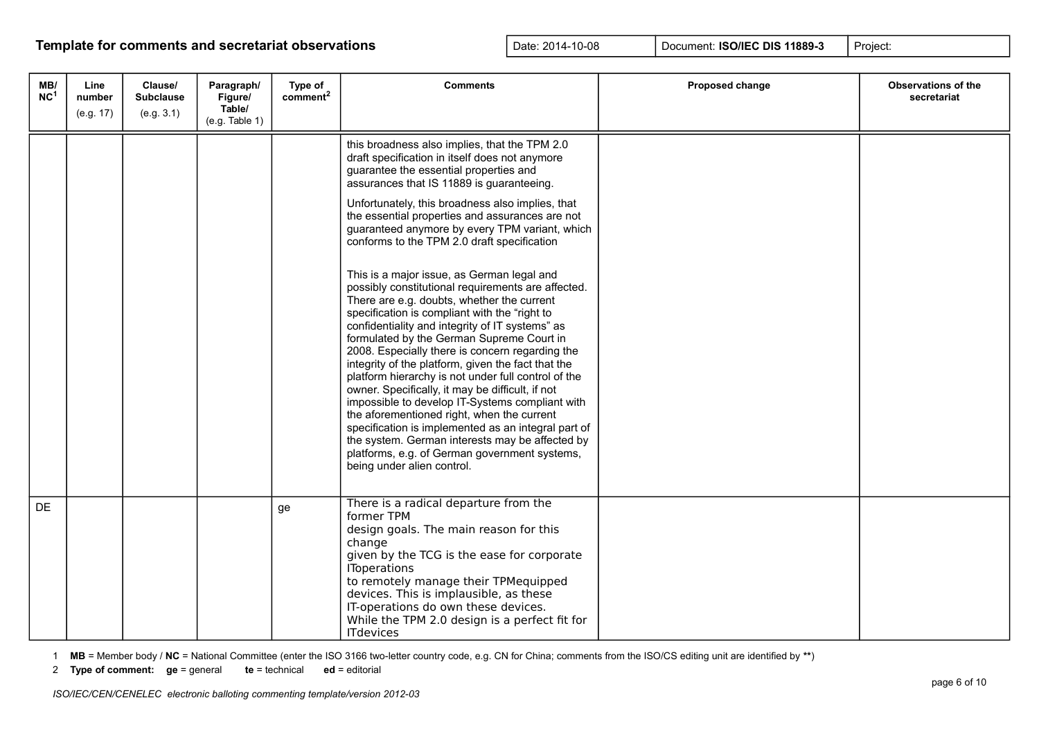## Template for comments and secretariat observations

| Date: 2014-10-08 | Document: **ISO/IEC DIS 11889-3** | Project: |
|---|---|---|

| MB/NC[1] | Line number (e.g. 17) | Clause/ Subclause (e.g. 3.1) | Paragraph/ Figure/ Table/ (e.g. Table 1) | Type of comment[2] | Comments | Proposed change | Observations of the secretariat |
|---|---|---|---|---|---|---|---|
| | | | | | this broadness also implies, that the TPM 2.0 draft specification in itself does not anymore guarantee the essential properties and assurances that IS 11889 is guaranteeing.<br><br>Unfortunately, this broadness also implies, that the essential properties and assurances are not guaranteed anymore by every TPM variant, which conforms to the TPM 2.0 draft specification<br><br>This is a major issue, as German legal and possibly constitutional requirements are affected. There are e.g. doubts, whether the current specification is compliant with the "right to confidentiality and integrity of IT systems" as formulated by the German Supreme Court in 2008. Especially there is concern regarding the integrity of the platform, given the fact that the platform hierarchy is not under full control of the owner. Specifically, it may be difficult, if not impossible to develop IT-Systems compliant with the aforementioned right, when the current specification is implemented as an integral part of the system. German interests may be affected by platforms, e.g. of German government systems, being under alien control. | | |
| DE | | | | ge | There is a radical departure from the former TPM<br>design goals. The main reason for this change<br>given by the TCG is the ease for corporate ITToperations<br>to remotely manage their TPMequipped devices. This is implausible, as these IT-operations do own these devices.<br>While the TPM 2.0 design is a perfect fit for ITdevices | | |

1 **MB** = Member body / **NC** = National Committee (enter the ISO 3166 two-letter country code, e.g. CN for China; comments from the ISO/CS editing unit are identified by **)

2 **Type of comment:** **ge** = general **te** = technical **ed** = editorial

*ISO/IEC/CEN/CENELEC electronic balloting commenting template/version 2012-03*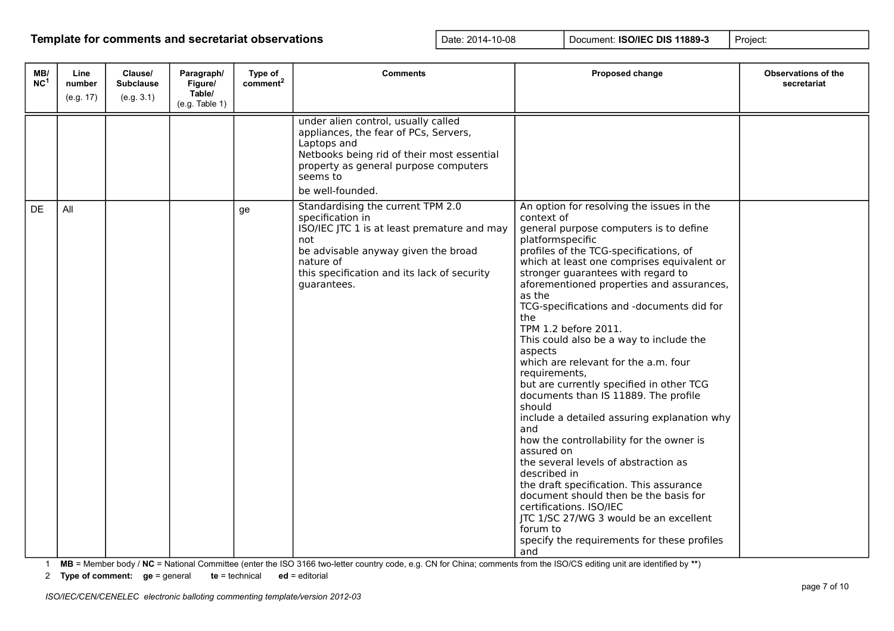## Template for comments and secretariat observations

| Date: 2014-10-08 | Document: **ISO/IEC DIS 11889-3** | Project: |
|---|---|---|

| MB/NC[1] | Line number (e.g. 17) | Clause/ Subclause (e.g. 3.1) | Paragraph/ Figure/ Table/ (e.g. Table 1) | Type of comment[2] | Comments | Proposed change | Observations of the secretariat |
|---|---|---|---|---|---|---|---|
| | | | | | under alien control, usually called appliances, the fear of PCs, Servers, Laptops and Netbooks being rid of their most essential property as general purpose computers seems to be well-founded. | | |
| DE | All | | | ge | Standardising the current TPM 2.0 specification in ISO/IEC JTC 1 is at least premature and may not be advisable anyway given the broad nature of this specification and its lack of security guarantees. | An option for resolving the issues in the context of general purpose computers is to define platformspecific profiles of the TCG-specifications, of which at least one comprises equivalent or stronger guarantees with regard to aforementioned properties and assurances, as the TCG-specifications and -documents did for the TPM 1.2 before 2011. This could also be a way to include the aspects which are relevant for the a.m. four requirements, but are currently specified in other TCG documents than IS 11889. The profile should include a detailed assuring explanation why and how the controllability for the owner is assured on the several levels of abstraction as described in the draft specification. This assurance document should then be the basis for certifications. ISO/IEC JTC 1/SC 27/WG 3 would be an excellent forum to specify the requirements for these profiles and | |

1 **MB** = Member body / **NC** = National Committee (enter the ISO 3166 two-letter country code, e.g. CN for China; comments from the ISO/CS editing unit are identified by **)

2 **Type of comment:** **ge** = general **te** = technical **ed** = editorial

*ISO/IEC/CEN/CENELEC electronic balloting commenting template/version 2012-03*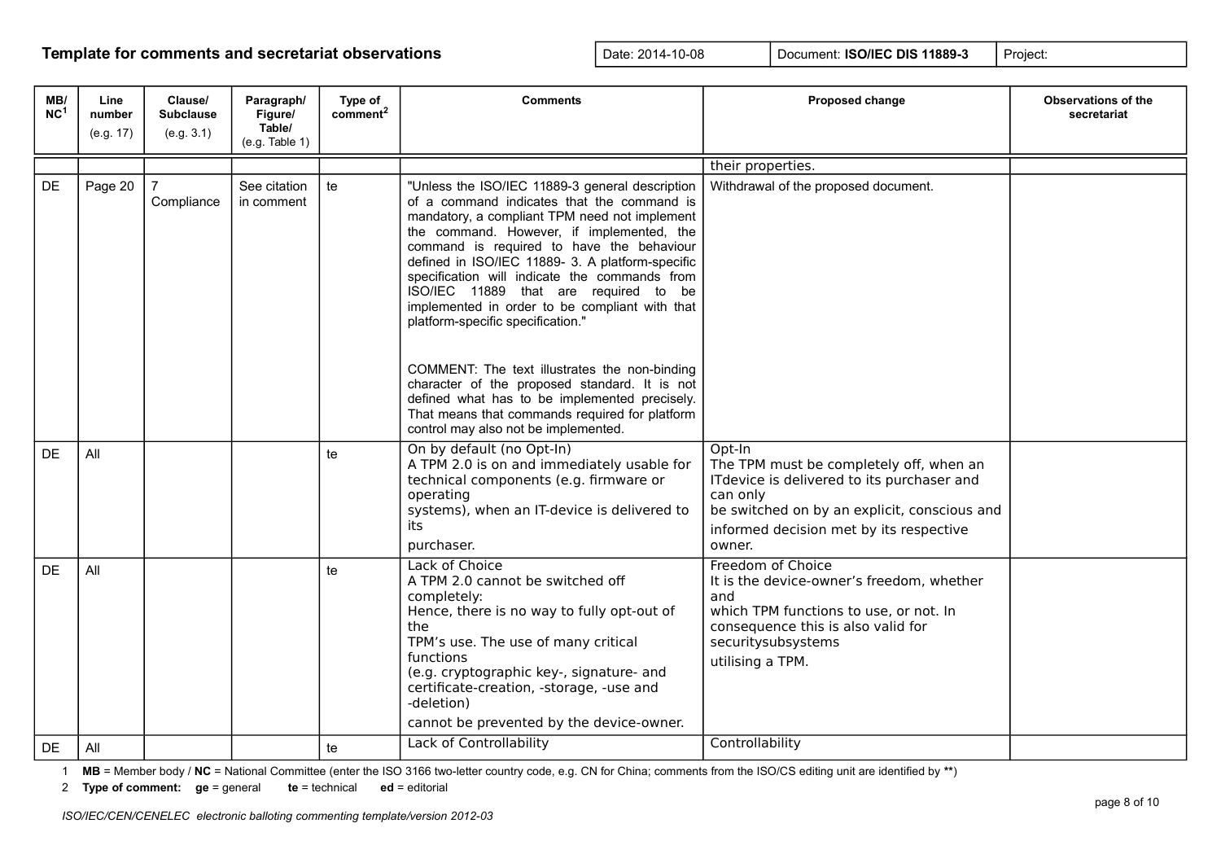## Template for comments and secretariat observations

| Date: 2014-10-08 | Document: **ISO/IEC DIS 11889-3** | Project: |
|---|---|---|

| MB/NC[1] | Line number (e.g. 17) | Clause/ Subclause (e.g. 3.1) | Paragraph/ Figure/ Table/ (e.g. Table 1) | Type of comment[2] | Comments | Proposed change | Observations of the secretariat |
|---|---|---|---|---|---|---|---|
| | | | | | | their properties. | |
| DE | Page 20 | 7 Compliance | See citation in comment | te | "Unless the ISO/IEC 11889-3 general description of a command indicates that the command is mandatory, a compliant TPM need not implement the command. However, if implemented, the command is required to have the behaviour defined in ISO/IEC 11889- 3. A platform-specific specification will indicate the commands from ISO/IEC 11889 that are required to be implemented in order to be compliant with that platform-specific specification."<br><br>COMMENT: The text illustrates the non-binding character of the proposed standard. It is not defined what has to be implemented precisely. That means that commands required for platform control may also not be implemented. | Withdrawal of the proposed document. | |
| DE | All | | | te | On by default (no Opt-In)<br>A TPM 2.0 is on and immediately usable for technical components (e.g. firmware or operating systems), when an IT-device is delivered to its purchaser. | Opt-In<br>The TPM must be completely off, when an ITdevice is delivered to its purchaser and can only be switched on by an explicit, conscious and informed decision met by its respective owner. | |
| DE | All | | | te | Lack of Choice<br>A TPM 2.0 cannot be switched off completely:<br>Hence, there is no way to fully opt-out of the TPM's use. The use of many critical functions (e.g. cryptographic key-, signature- and certificate-creation, -storage, -use and -deletion) cannot be prevented by the device-owner. | Freedom of Choice<br>It is the device-owner's freedom, whether and which TPM functions to use, or not. In consequence this is also valid for securitysubsystems utilising a TPM. | |
| DE | All | | | te | Lack of Controllability | Controllability | |

1 **MB** = Member body / **NC** = National Committee (enter the ISO 3166 two-letter country code, e.g. CN for China; comments from the ISO/CS editing unit are identified by **)

2 **Type of comment:** **ge** = general **te** = technical **ed** = editorial

*ISO/IEC/CEN/CENELEC electronic balloting commenting template/version 2012-03*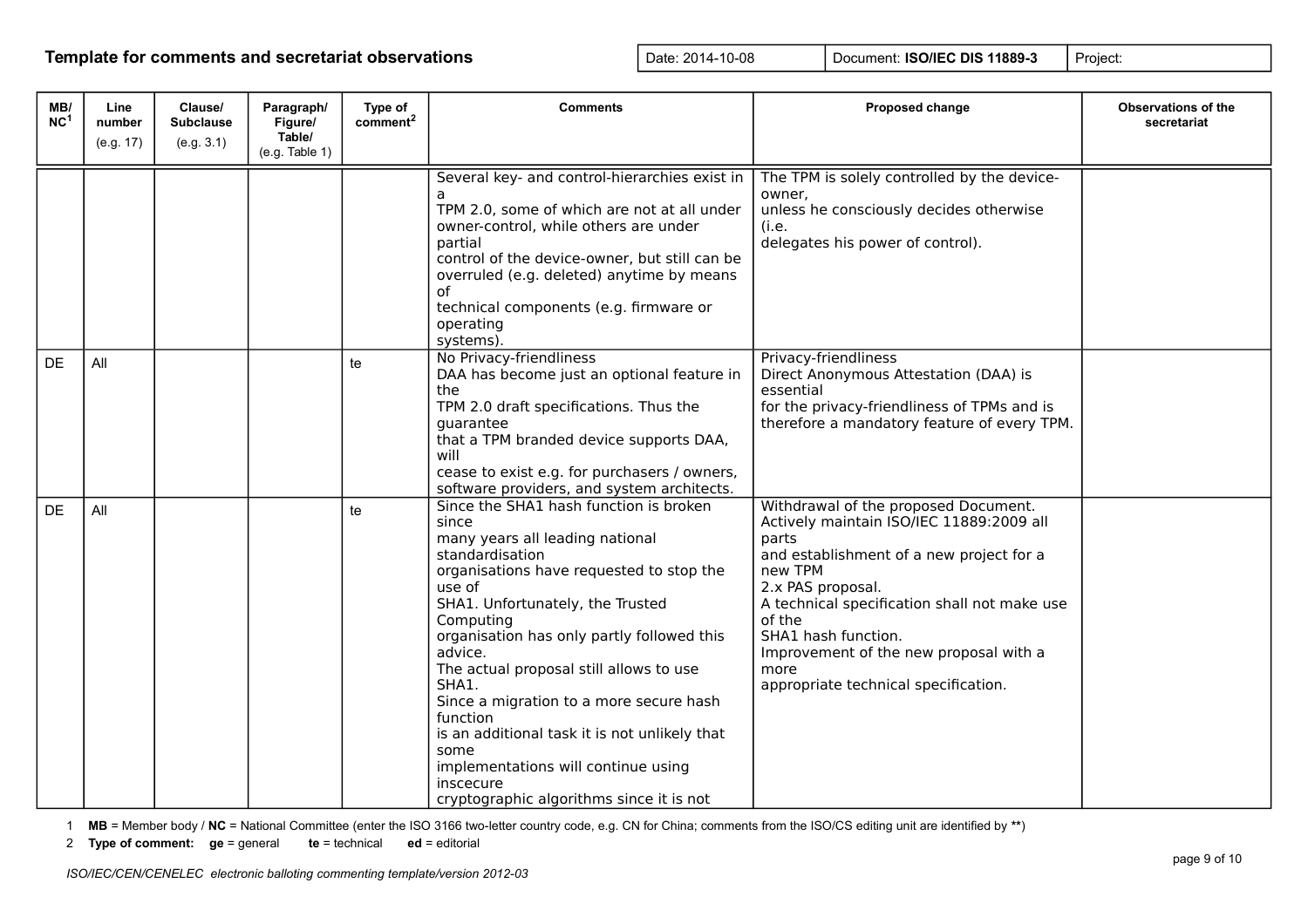## Template for comments and secretariat observations

| Date: 2014-10-08 | Document: **ISO/IEC DIS 11889-3** | Project: |
|---|---|---|

| MB/ NC[1] | Line number (e.g. 17) | Clause/ Subclause (e.g. 3.1) | Paragraph/ Figure/ Table/ (e.g. Table 1) | Type of comment[2] | Comments | Proposed change | Observations of the secretariat |
|---|---|---|---|---|---|---|---|
| | | | | | Several key- and control-hierarchies exist in a TPM 2.0, some of which are not at all under owner-control, while others are under partial control of the device-owner, but still can be overruled (e.g. deleted) anytime by means of technical components (e.g. firmware or operating systems). | The TPM is solely controlled by the device-owner, unless he consciously decides otherwise (i.e. delegates his power of control). | |
| DE | All | | | te | No Privacy-friendliness DAA has become just an optional feature in the TPM 2.0 draft specifications. Thus the guarantee that a TPM branded device supports DAA, will cease to exist e.g. for purchasers / owners, software providers, and system architects. | Privacy-friendliness Direct Anonymous Attestation (DAA) is essential for the privacy-friendliness of TPMs and is therefore a mandatory feature of every TPM. | |
| DE | All | | | te | Since the SHA1 hash function is broken since many years all leading national standardisation organisations have requested to stop the use of SHA1. Unfortunately, the Trusted Computing organisation has only partly followed this advice. The actual proposal still allows to use SHA1. Since a migration to a more secure hash function is an additional task it is not unlikely that some implementations will continue using inscecure cryptographic algorithms since it is not | Withdrawal of the proposed Document. Actively maintain ISO/IEC 11889:2009 all parts and establishment of a new project for a new TPM 2.x PAS proposal. A technical specification shall not make use of the SHA1 hash function. Improvement of the new proposal with a more appropriate technical specification. | |

1 **MB** = Member body / **NC** = National Committee (enter the ISO 3166 two-letter country code, e.g. CN for China; comments from the ISO/CS editing unit are identified by **)

2 **Type of comment:** **ge** = general **te** = technical **ed** = editorial

*ISO/IEC/CEN/CENELEC electronic balloting commenting template/version 2012-03*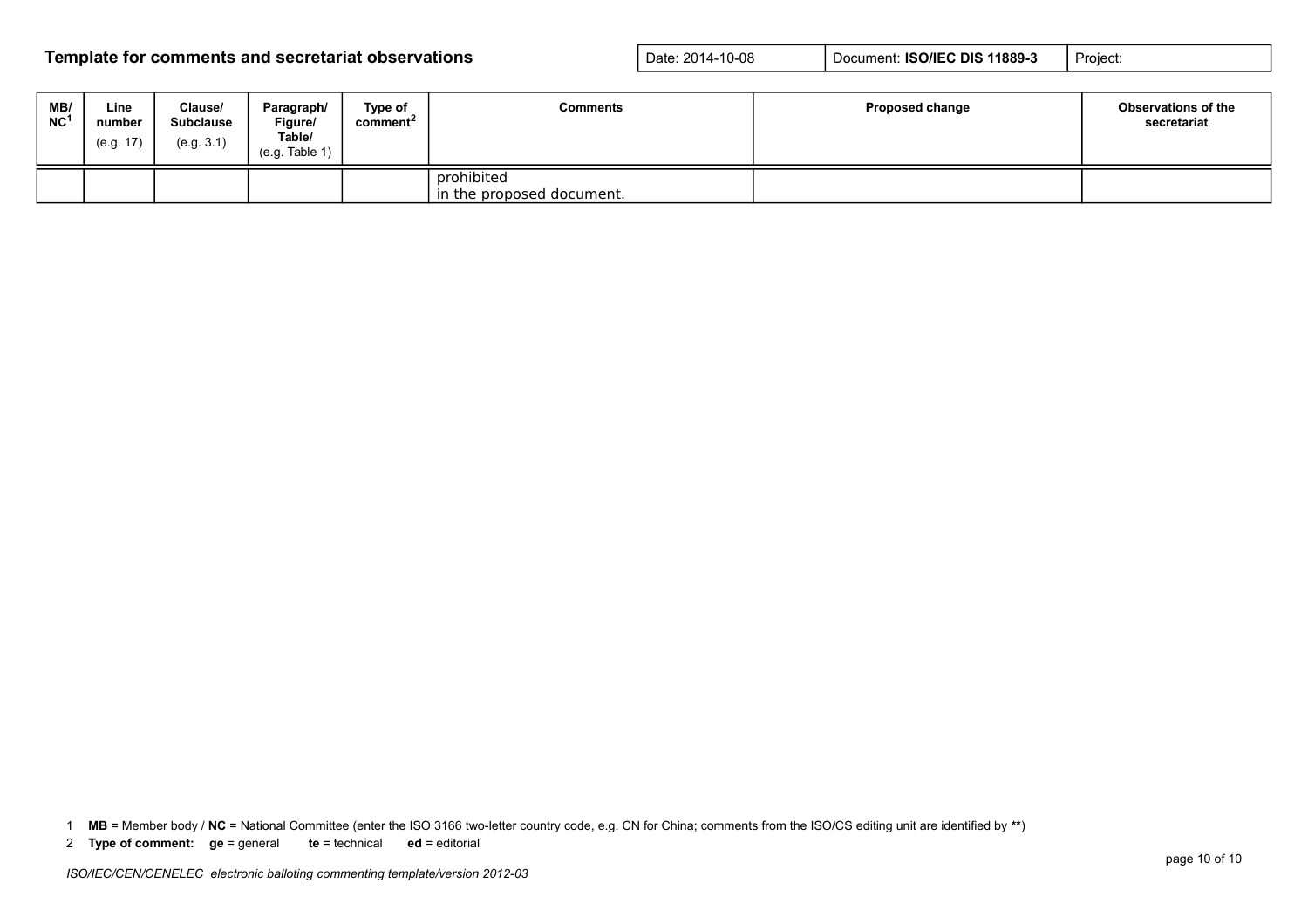## Template for comments and secretariat observations

| Date: 2014-10-08 | Document: **ISO/IEC DIS 11889-3** | Project: |
|---|---|---|

| MB/ NC[1] | Line number (e.g. 17) | Clause/ Subclause (e.g. 3.1) | Paragraph/ Figure/ Table/ (e.g. Table 1) | Type of comment[2] | Comments | Proposed change | Observations of the secretariat |
|---|---|---|---|---|---|---|---|
| | | | | | prohibited in the proposed document. | | |

1 **MB** = Member body / **NC** = National Committee (enter the ISO 3166 two-letter country code, e.g. CN for China; comments from the ISO/CS editing unit are identified by **)

2 **Type of comment:** **ge** = general **te** = technical **ed** = editorial

*ISO/IEC/CEN/CENELEC electronic balloting commenting template/version 2012-03*